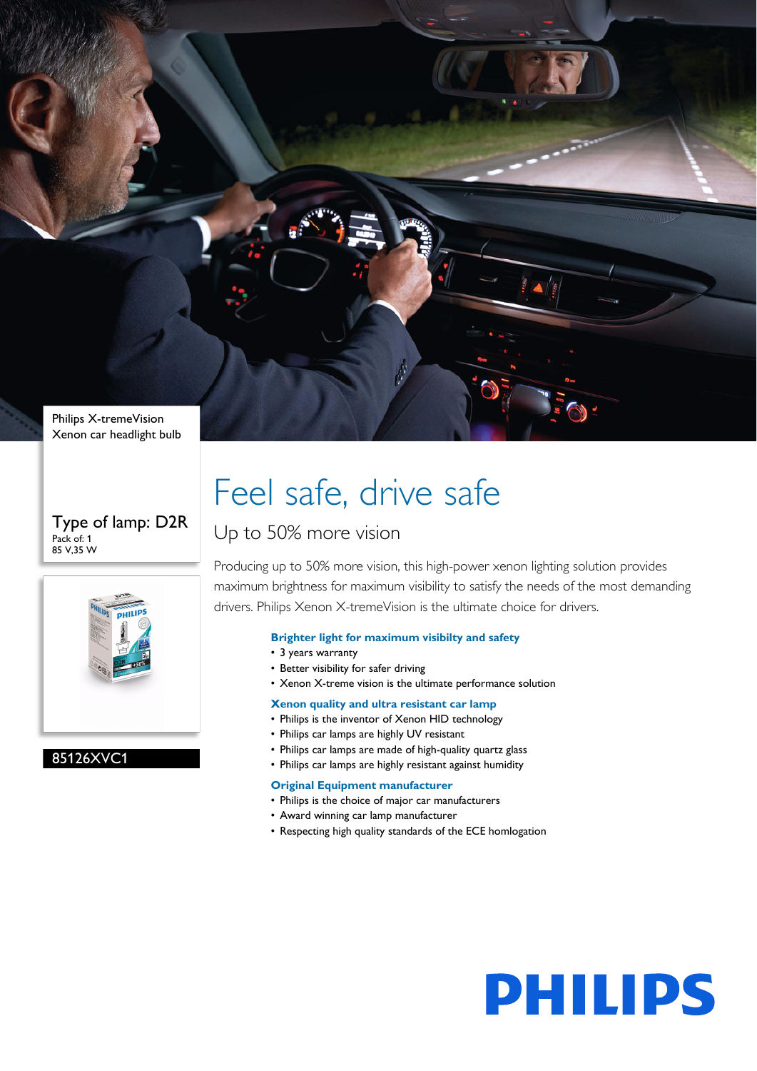Philips X-tremeVision
Xenon car headlight bulb

Type of lamp: D2R
Pack of: 1
85 V,35 W

85126XVC1

# Feel safe, drive safe

## Up to 50% more vision

Producing up to 50% more vision, this high-power xenon lighting solution provides maximum brightness for maximum visibility to satisfy the needs of the most demanding drivers. Philips Xenon X-tremeVision is the ultimate choice for drivers.

### Brighter light for maximum visibilty and safety

- 3 years warranty
- Better visibility for safer driving
- Xenon X-treme vision is the ultimate performance solution

### Xenon quality and ultra resistant car lamp

- Philips is the inventor of Xenon HID technology
- Philips car lamps are highly UV resistant
- Philips car lamps are made of high-quality quartz glass
- Philips car lamps are highly resistant against humidity

### Original Equipment manufacturer

- Philips is the choice of major car manufacturers
- Award winning car lamp manufacturer
- Respecting high quality standards of the ECE homlogation

PHILIPS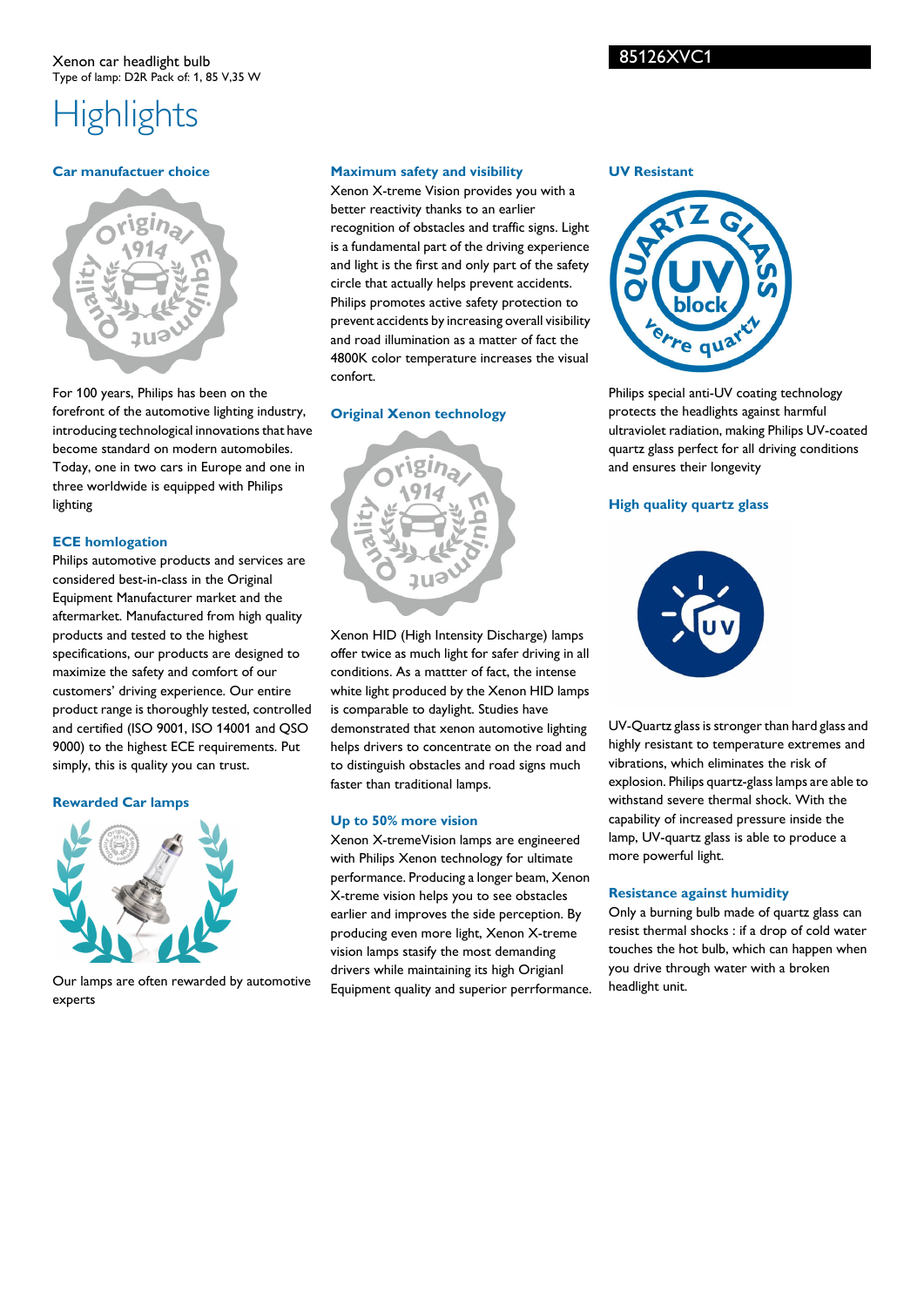Xenon car headlight bulb
Type of lamp: D2R Pack of: 1, 85 V,35 W

85126XVC1

# Highlights

### Car manufactuer choice

For 100 years, Philips has been on the forefront of the automotive lighting industry, introducing technological innovations that have become standard on modern automobiles. Today, one in two cars in Europe and one in three worldwide is equipped with Philips lighting

### ECE homlogation

Philips automotive products and services are considered best-in-class in the Original Equipment Manufacturer market and the aftermarket. Manufactured from high quality products and tested to the highest specifications, our products are designed to maximize the safety and comfort of our customers' driving experience. Our entire product range is thoroughly tested, controlled and certified (ISO 9001, ISO 14001 and QSO 9000) to the highest ECE requirements. Put simply, this is quality you can trust.

### Rewarded Car lamps

Our lamps are often rewarded by automotive experts

### Maximum safety and visibility

Xenon X-treme Vision provides you with a better reactivity thanks to an earlier recognition of obstacles and traffic signs. Light is a fundamental part of the driving experience and light is the first and only part of the safety circle that actually helps prevent accidents. Philips promotes active safety protection to prevent accidents by increasing overall visibility and road illumination as a matter of fact the 4800K color temperature increases the visual confort.

### Original Xenon technology

Xenon HID (High Intensity Discharge) lamps offer twice as much light for safer driving in all conditions. As a mattter of fact, the intense white light produced by the Xenon HID lamps is comparable to daylight. Studies have demonstrated that xenon automotive lighting helps drivers to concentrate on the road and to distinguish obstacles and road signs much faster than traditional lamps.

### Up to 50% more vision

Xenon X-tremeVision lamps are engineered with Philips Xenon technology for ultimate performance. Producing a longer beam, Xenon X-treme vision helps you to see obstacles earlier and improves the side perception. By producing even more light, Xenon X-treme vision lamps stasify the most demanding drivers while maintaining its high Origianl Equipment quality and superior perrformance.

### UV Resistant

Philips special anti-UV coating technology protects the headlights against harmful ultraviolet radiation, making Philips UV-coated quartz glass perfect for all driving conditions and ensures their longevity

### High quality quartz glass

UV-Quartz glass is stronger than hard glass and highly resistant to temperature extremes and vibrations, which eliminates the risk of explosion. Philips quartz-glass lamps are able to withstand severe thermal shock. With the capability of increased pressure inside the lamp, UV-quartz glass is able to produce a more powerful light.

### Resistance against humidity

Only a burning bulb made of quartz glass can resist thermal shocks : if a drop of cold water touches the hot bulb, which can happen when you drive through water with a broken headlight unit.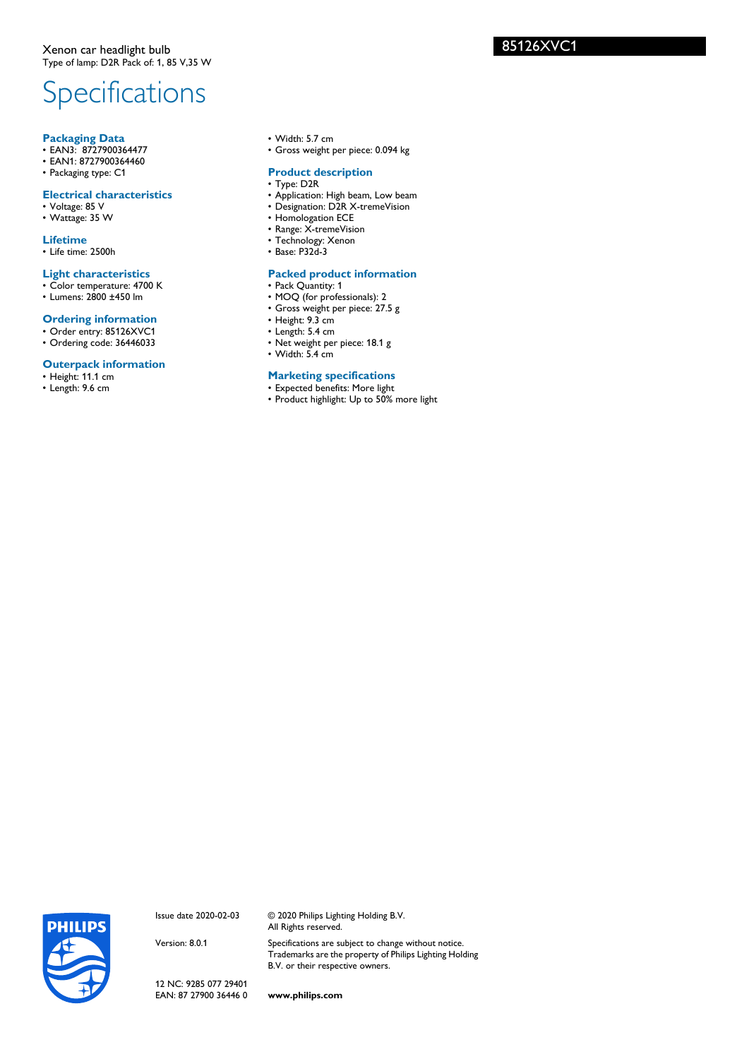Xenon car headlight bulb
Type of lamp: D2R Pack of: 1, 85 V,35 W

85126XVC1

# Specifications

### Packaging Data
- EAN3: 8727900364477
- EAN1: 8727900364460
- Packaging type: C1

### Electrical characteristics
- Voltage: 85 V
- Wattage: 35 W

### Lifetime
- Life time: 2500h

### Light characteristics
- Color temperature: 4700 K
- Lumens: 2800 ±450 lm

### Ordering information
- Order entry: 85126XVC1
- Ordering code: 36446033

### Outerpack information
- Height: 11.1 cm
- Length: 9.6 cm
- Width: 5.7 cm
- Gross weight per piece: 0.094 kg

### Product description
- Type: D2R
- Application: High beam, Low beam
- Designation: D2R X-tremeVision
- Homologation ECE
- Range: X-tremeVision
- Technology: Xenon
- Base: P32d-3

### Packed product information
- Pack Quantity: 1
- MOQ (for professionals): 2
- Gross weight per piece: 27.5 g
- Height: 9.3 cm
- Length: 5.4 cm
- Net weight per piece: 18.1 g
- Width: 5.4 cm

### Marketing specifications
- Expected benefits: More light
- Product highlight: Up to 50% more light

Issue date 2020-02-03

Version: 8.0.1

12 NC: 9285 077 29401
EAN: 87 27900 36446 0

© 2020 Philips Lighting Holding B.V.
All Rights reserved.

Specifications are subject to change without notice. Trademarks are the property of Philips Lighting Holding B.V. or their respective owners.

**www.philips.com**